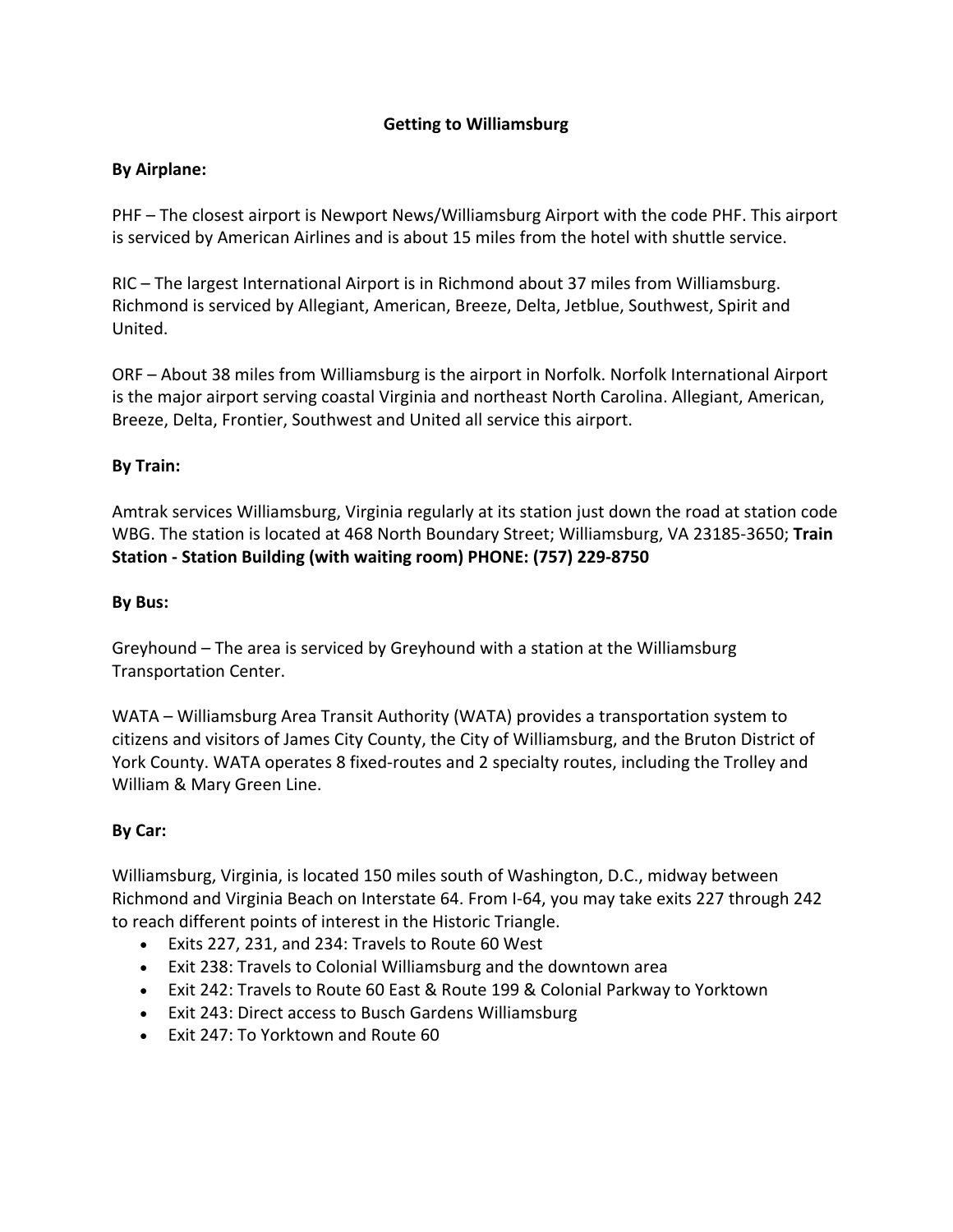# Getting to Williamsburg

**By Airplane:**

PHF – The closest airport is Newport News/Williamsburg Airport with the code PHF. This airport is serviced by American Airlines and is about 15 miles from the hotel with shuttle service.

RIC – The largest International Airport is in Richmond about 37 miles from Williamsburg. Richmond is serviced by Allegiant, American, Breeze, Delta, Jetblue, Southwest, Spirit and United.

ORF – About 38 miles from Williamsburg is the airport in Norfolk. Norfolk International Airport is the major airport serving coastal Virginia and northeast North Carolina. Allegiant, American, Breeze, Delta, Frontier, Southwest and United all service this airport.

**By Train:**

Amtrak services Williamsburg, Virginia regularly at its station just down the road at station code WBG. The station is located at 468 North Boundary Street; Williamsburg, VA 23185-3650; **Train Station - Station Building (with waiting room) PHONE: (757) 229-8750**

**By Bus:**

Greyhound – The area is serviced by Greyhound with a station at the Williamsburg Transportation Center.

WATA – Williamsburg Area Transit Authority (WATA) provides a transportation system to citizens and visitors of James City County, the City of Williamsburg, and the Bruton District of York County. WATA operates 8 fixed-routes and 2 specialty routes, including the Trolley and William & Mary Green Line.

**By Car:**

Williamsburg, Virginia, is located 150 miles south of Washington, D.C., midway between Richmond and Virginia Beach on Interstate 64. From I-64, you may take exits 227 through 242 to reach different points of interest in the Historic Triangle.

- Exits 227, 231, and 234: Travels to Route 60 West
- Exit 238: Travels to Colonial Williamsburg and the downtown area
- Exit 242: Travels to Route 60 East & Route 199 & Colonial Parkway to Yorktown
- Exit 243: Direct access to Busch Gardens Williamsburg
- Exit 247: To Yorktown and Route 60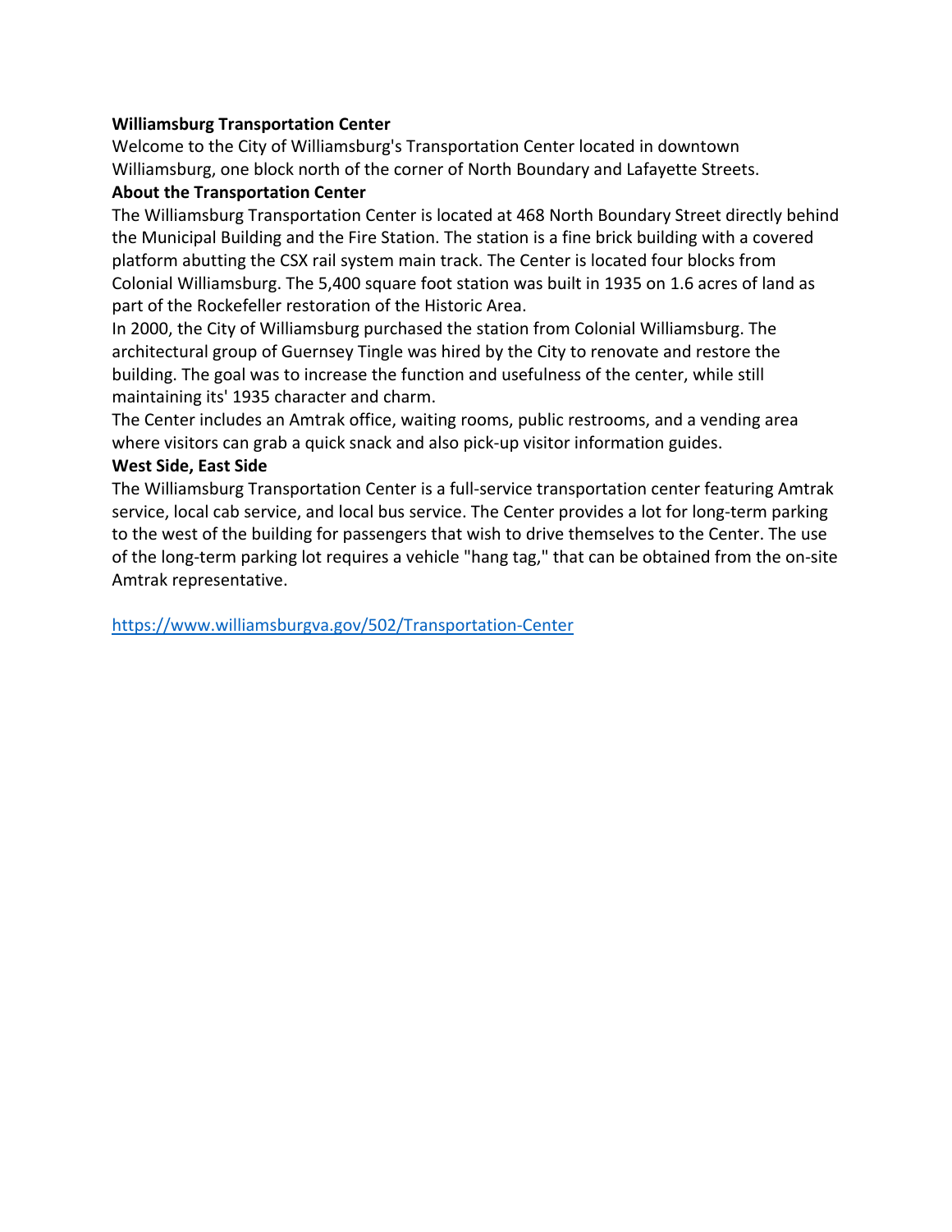**Williamsburg Transportation Center**

Welcome to the City of Williamsburg's Transportation Center located in downtown Williamsburg, one block north of the corner of North Boundary and Lafayette Streets.

**About the Transportation Center**

The Williamsburg Transportation Center is located at 468 North Boundary Street directly behind the Municipal Building and the Fire Station. The station is a fine brick building with a covered platform abutting the CSX rail system main track. The Center is located four blocks from Colonial Williamsburg. The 5,400 square foot station was built in 1935 on 1.6 acres of land as part of the Rockefeller restoration of the Historic Area.

In 2000, the City of Williamsburg purchased the station from Colonial Williamsburg. The architectural group of Guernsey Tingle was hired by the City to renovate and restore the building. The goal was to increase the function and usefulness of the center, while still maintaining its' 1935 character and charm.

The Center includes an Amtrak office, waiting rooms, public restrooms, and a vending area where visitors can grab a quick snack and also pick-up visitor information guides.

**West Side, East Side**

The Williamsburg Transportation Center is a full-service transportation center featuring Amtrak service, local cab service, and local bus service. The Center provides a lot for long-term parking to the west of the building for passengers that wish to drive themselves to the Center. The use of the long-term parking lot requires a vehicle "hang tag," that can be obtained from the on-site Amtrak representative.

https://www.williamsburgva.gov/502/Transportation-Center